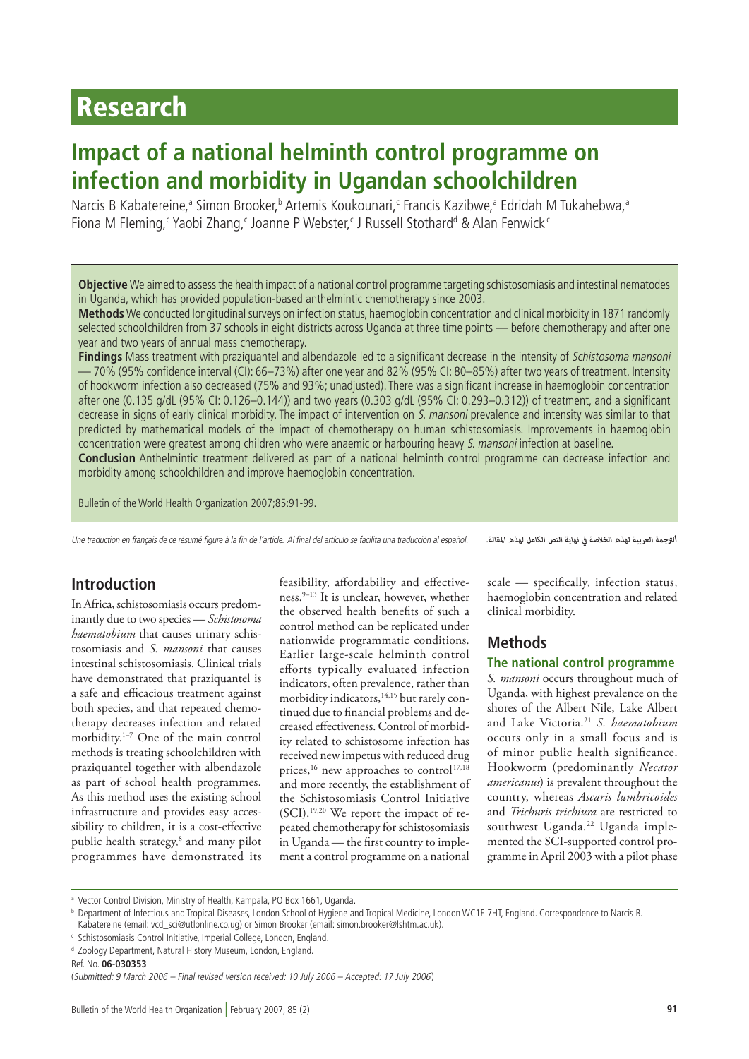# Research

## Impact of a national helminth control programme on infection and morbidity in Ugandan schoolchildren

Narcis B Kabatereine,[a] Simon Brooker,[b] Artemis Koukounari,[c] Francis Kazibwe,[a] Edridah M Tukahebwa,[a] Fiona M Fleming,[c] Yaobi Zhang,[c] Joanne P Webster,[c] J Russell Stothard[d] & Alan Fenwick[c]

**Objective** We aimed to assess the health impact of a national control programme targeting schistosomiasis and intestinal nematodes in Uganda, which has provided population-based anthelmintic chemotherapy since 2003.

**Methods** We conducted longitudinal surveys on infection status, haemoglobin concentration and clinical morbidity in 1871 randomly selected schoolchildren from 37 schools in eight districts across Uganda at three time points — before chemotherapy and after one year and two years of annual mass chemotherapy.

**Findings** Mass treatment with praziquantel and albendazole led to a significant decrease in the intensity of *Schistosoma mansoni* — 70% (95% confidence interval (CI): 66–73%) after one year and 82% (95% CI: 80–85%) after two years of treatment. Intensity of hookworm infection also decreased (75% and 93%; unadjusted). There was a significant increase in haemoglobin concentration after one (0.135 g/dL (95% CI: 0.126–0.144)) and two years (0.303 g/dL (95% CI: 0.293–0.312)) of treatment, and a significant decrease in signs of early clinical morbidity. The impact of intervention on *S. mansoni* prevalence and intensity was similar to that predicted by mathematical models of the impact of chemotherapy on human schistosomiasis. Improvements in haemoglobin concentration were greatest among children who were anaemic or harbouring heavy *S. mansoni* infection at baseline.

**Conclusion** Anthelmintic treatment delivered as part of a national helminth control programme can decrease infection and morbidity among schoolchildren and improve haemoglobin concentration.

Bulletin of the World Health Organization 2007;85:91-99.

*Une traduction en français de ce résumé figure à la fin de l'article. Al final del artículo se facilita una traducción al español.* الترجمة العربية لهذه الخلاصة في نهاية النص الكامل لهذه المقالة.

## Introduction

In Africa, schistosomiasis occurs predominantly due to two species — *Schistosoma haematobium* that causes urinary schistosomiasis and *S. mansoni* that causes intestinal schistosomiasis. Clinical trials have demonstrated that praziquantel is a safe and efficacious treatment against both species, and that repeated chemotherapy decreases infection and related morbidity.[1–7] One of the main control methods is treating schoolchildren with praziquantel together with albendazole as part of school health programmes. As this method uses the existing school infrastructure and provides easy accessibility to children, it is a cost-effective public health strategy,[8] and many pilot programmes have demonstrated its feasibility, affordability and effectiveness.[9–13] It is unclear, however, whether the observed health benefits of such a control method can be replicated under nationwide programmatic conditions. Earlier large-scale helminth control efforts typically evaluated infection indicators, often prevalence, rather than morbidity indicators,[14,15] but rarely continued due to financial problems and decreased effectiveness. Control of morbidity related to schistosome infection has received new impetus with reduced drug prices,[16] new approaches to control[17,18] and more recently, the establishment of the Schistosomiasis Control Initiative (SCI).[19,20] We report the impact of repeated chemotherapy for schistosomiasis in Uganda — the first country to implement a control programme on a national scale — specifically, infection status, haemoglobin concentration and related clinical morbidity.

## Methods

### The national control programme

*S. mansoni* occurs throughout much of Uganda, with highest prevalence on the shores of the Albert Nile, Lake Albert and Lake Victoria.[21] *S. haematobium* occurs only in a small focus and is of minor public health significance. Hookworm (predominantly *Necator americanus*) is prevalent throughout the country, whereas *Ascaris lumbricoides* and *Trichuris trichiura* are restricted to southwest Uganda.[22] Uganda implemented the SCI-supported control programme in April 2003 with a pilot phase

---

[a] Vector Control Division, Ministry of Health, Kampala, PO Box 1661, Uganda.

[b] Department of Infectious and Tropical Diseases, London School of Hygiene and Tropical Medicine, London WC1E 7HT, England. Correspondence to Narcis B. Kabatereine (email: vcd_sci@utlonline.co.ug) or Simon Brooker (email: simon.brooker@lshtm.ac.uk).

[c] Schistosomiasis Control Initiative, Imperial College, London, England.

[d] Zoology Department, Natural History Museum, London, England.

Ref. No. **06-030353**

(*Submitted: 9 March 2006 – Final revised version received: 10 July 2006 – Accepted: 17 July 2006*)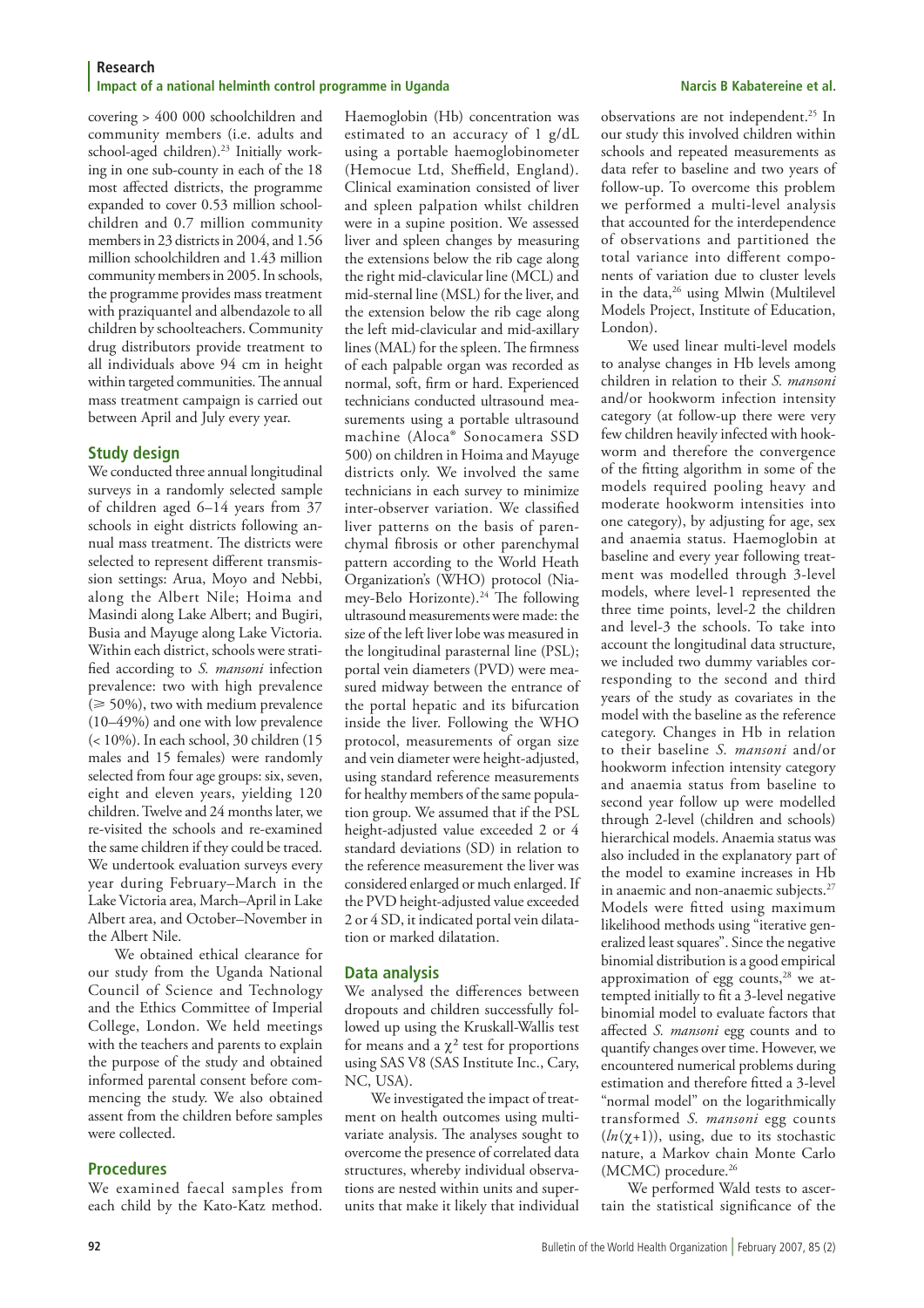covering > 400 000 schoolchildren and community members (i.e. adults and school-aged children).[23] Initially working in one sub-county in each of the 18 most affected districts, the programme expanded to cover 0.53 million schoolchildren and 0.7 million community members in 23 districts in 2004, and 1.56 million schoolchildren and 1.43 million community members in 2005. In schools, the programme provides mass treatment with praziquantel and albendazole to all children by schoolteachers. Community drug distributors provide treatment to all individuals above 94 cm in height within targeted communities. The annual mass treatment campaign is carried out between April and July every year.

## Study design

We conducted three annual longitudinal surveys in a randomly selected sample of children aged 6–14 years from 37 schools in eight districts following annual mass treatment. The districts were selected to represent different transmission settings: Arua, Moyo and Nebbi, along the Albert Nile; Hoima and Masindi along Lake Albert; and Bugiri, Busia and Mayuge along Lake Victoria. Within each district, schools were stratified according to *S. mansoni* infection prevalence: two with high prevalence (≥ 50%), two with medium prevalence (10–49%) and one with low prevalence (< 10%). In each school, 30 children (15 males and 15 females) were randomly selected from four age groups: six, seven, eight and eleven years, yielding 120 children. Twelve and 24 months later, we re-visited the schools and re-examined the same children if they could be traced. We undertook evaluation surveys every year during February–March in the Lake Victoria area, March–April in Lake Albert area, and October–November in the Albert Nile.

We obtained ethical clearance for our study from the Uganda National Council of Science and Technology and the Ethics Committee of Imperial College, London. We held meetings with the teachers and parents to explain the purpose of the study and obtained informed parental consent before commencing the study. We also obtained assent from the children before samples were collected.

## Procedures

We examined faecal samples from each child by the Kato-Katz method. Haemoglobin (Hb) concentration was estimated to an accuracy of 1 g/dL using a portable haemoglobinometer (Hemocue Ltd, Sheffield, England). Clinical examination consisted of liver and spleen palpation whilst children were in a supine position. We assessed liver and spleen changes by measuring the extensions below the rib cage along the right mid-clavicular line (MCL) and mid-sternal line (MSL) for the liver, and the extension below the rib cage along the left mid-clavicular and mid-axillary lines (MAL) for the spleen. The firmness of each palpable organ was recorded as normal, soft, firm or hard. Experienced technicians conducted ultrasound measurements using a portable ultrasound machine (Aloca® Sonocamera SSD 500) on children in Hoima and Mayuge districts only. We involved the same technicians in each survey to minimize inter-observer variation. We classified liver patterns on the basis of parenchymal fibrosis or other parenchymal pattern according to the World Heath Organization's (WHO) protocol (Niamey-Belo Horizonte).[24] The following ultrasound measurements were made: the size of the left liver lobe was measured in the longitudinal parasternal line (PSL); portal vein diameters (PVD) were measured midway between the entrance of the portal hepatic and its bifurcation inside the liver. Following the WHO protocol, measurements of organ size and vein diameter were height-adjusted, using standard reference measurements for healthy members of the same population group. We assumed that if the PSL height-adjusted value exceeded 2 or 4 standard deviations (SD) in relation to the reference measurement the liver was considered enlarged or much enlarged. If the PVD height-adjusted value exceeded 2 or 4 SD, it indicated portal vein dilatation or marked dilatation.

## Data analysis

We analysed the differences between dropouts and children successfully followed up using the Kruskall-Wallis test for means and a $\chi^2$ test for proportions using SAS V8 (SAS Institute Inc., Cary, NC, USA).

We investigated the impact of treatment on health outcomes using multivariate analysis. The analyses sought to overcome the presence of correlated data structures, whereby individual observations are nested within units and superunits that make it likely that individual observations are not independent.[25] In our study this involved children within schools and repeated measurements as data refer to baseline and two years of follow-up. To overcome this problem we performed a multi-level analysis that accounted for the interdependence of observations and partitioned the total variance into different components of variation due to cluster levels in the data,[26] using Mlwin (Multilevel Models Project, Institute of Education, London).

We used linear multi-level models to analyse changes in Hb levels among children in relation to their *S. mansoni* and/or hookworm infection intensity category (at follow-up there were very few children heavily infected with hookworm and therefore the convergence of the fitting algorithm in some of the models required pooling heavy and moderate hookworm intensities into one category), by adjusting for age, sex and anaemia status. Haemoglobin at baseline and every year following treatment was modelled through 3-level models, where level-1 represented the three time points, level-2 the children and level-3 the schools. To take into account the longitudinal data structure, we included two dummy variables corresponding to the second and third years of the study as covariates in the model with the baseline as the reference category. Changes in Hb in relation to their baseline *S. mansoni* and/or hookworm infection intensity category and anaemia status from baseline to second year follow up were modelled through 2-level (children and schools) hierarchical models. Anaemia status was also included in the explanatory part of the model to examine increases in Hb in anaemic and non-anaemic subjects.[27] Models were fitted using maximum likelihood methods using "iterative generalized least squares". Since the negative binomial distribution is a good empirical approximation of egg counts,[28] we attempted initially to fit a 3-level negative binomial model to evaluate factors that affected *S. mansoni* egg counts and to quantify changes over time. However, we encountered numerical problems during estimation and therefore fitted a 3-level "normal model" on the logarithmically transformed *S. mansoni* egg counts ($ln(\chi+1)$), using, due to its stochastic nature, a Markov chain Monte Carlo (MCMC) procedure.[26]

We performed Wald tests to ascertain the statistical significance of the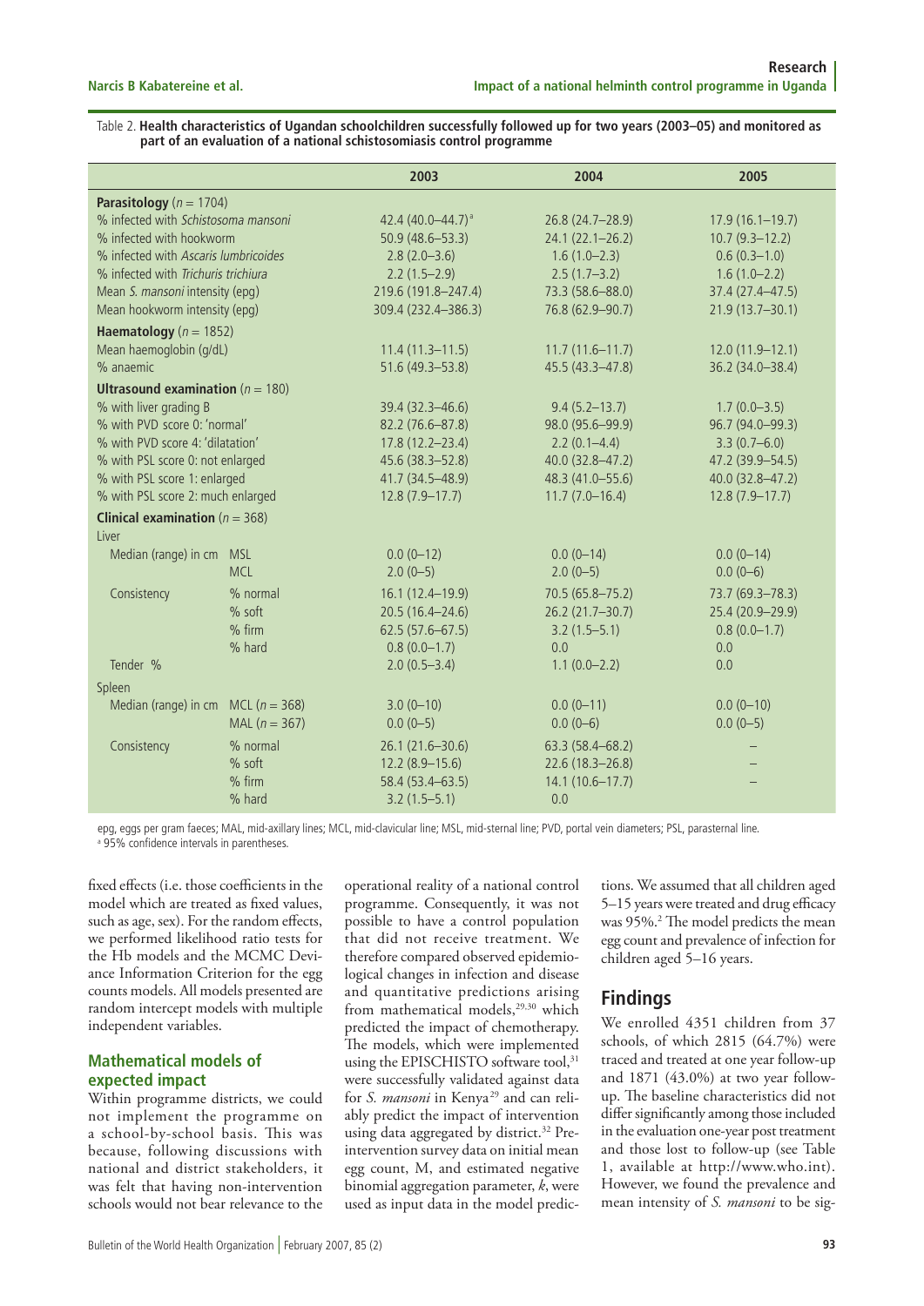Table 2. **Health characteristics of Ugandan schoolchildren successfully followed up for two years (2003–05) and monitored as part of an evaluation of a national schistosomiasis control programme**

| | | 2003 | 2004 | 2005 |
|---|---|---|---|---|
| **Parasitology** ($n$ = 1704) | | | | |
| % infected with *Schistosoma mansoni* | | 42.4 (40.0–44.7)[a] | 26.8 (24.7–28.9) | 17.9 (16.1–19.7) |
| % infected with hookworm | | 50.9 (48.6–53.3) | 24.1 (22.1–26.2) | 10.7 (9.3–12.2) |
| % infected with *Ascaris lumbricoides* | | 2.8 (2.0–3.6) | 1.6 (1.0–2.3) | 0.6 (0.3–1.0) |
| % infected with *Trichuris trichiura* | | 2.2 (1.5–2.9) | 2.5 (1.7–3.2) | 1.6 (1.0–2.2) |
| Mean *S. mansoni* intensity (epg) | | 219.6 (191.8–247.4) | 73.3 (58.6–88.0) | 37.4 (27.4–47.5) |
| Mean hookworm intensity (epg) | | 309.4 (232.4–386.3) | 76.8 (62.9–90.7) | 21.9 (13.7–30.1) |
| **Haematology** ($n$ = 1852) | | | | |
| Mean haemoglobin (g/dL) | | 11.4 (11.3–11.5) | 11.7 (11.6–11.7) | 12.0 (11.9–12.1) |
| % anaemic | | 51.6 (49.3–53.8) | 45.5 (43.3–47.8) | 36.2 (34.0–38.4) |
| **Ultrasound examination** ($n$ = 180) | | | | |
| % with liver grading B | | 39.4 (32.3–46.6) | 9.4 (5.2–13.7) | 1.7 (0.0–3.5) |
| % with PVD score 0: 'normal' | | 82.2 (76.6–87.8) | 98.0 (95.6–99.9) | 96.7 (94.0–99.3) |
| % with PVD score 4: 'dilatation' | | 17.8 (12.2–23.4) | 2.2 (0.1–4.4) | 3.3 (0.7–6.0) |
| % with PSL score 0: not enlarged | | 45.6 (38.3–52.8) | 40.0 (32.8–47.2) | 47.2 (39.9–54.5) |
| % with PSL score 1: enlarged | | 41.7 (34.5–48.9) | 48.3 (41.0–55.6) | 40.0 (32.8–47.2) |
| % with PSL score 2: much enlarged | | 12.8 (7.9–17.7) | 11.7 (7.0–16.4) | 12.8 (7.9–17.7) |
| **Clinical examination** ($n$ = 368) | | | | |
| Liver | | | | |
| Median (range) in cm | MSL | 0.0 (0–12) | 0.0 (0–14) | 0.0 (0–14) |
| | MCL | 2.0 (0–5) | 2.0 (0–5) | 0.0 (0–6) |
| Consistency | % normal | 16.1 (12.4–19.9) | 70.5 (65.8–75.2) | 73.7 (69.3–78.3) |
| | % soft | 20.5 (16.4–24.6) | 26.2 (21.7–30.7) | 25.4 (20.9–29.9) |
| | % firm | 62.5 (57.6–67.5) | 3.2 (1.5–5.1) | 0.8 (0.0–1.7) |
| | % hard | 0.8 (0.0–1.7) | 0.0 | 0.0 |
| Tender % | | 2.0 (0.5–3.4) | 1.1 (0.0–2.2) | 0.0 |
| Spleen | | | | |
| Median (range) in cm | MCL ($n$ = 368) | 3.0 (0–10) | 0.0 (0–11) | 0.0 (0–10) |
| | MAL ($n$ = 367) | 0.0 (0–5) | 0.0 (0–6) | 0.0 (0–5) |
| Consistency | % normal | 26.1 (21.6–30.6) | 63.3 (58.4–68.2) | – |
| | % soft | 12.2 (8.9–15.6) | 22.6 (18.3–26.8) | – |
| | % firm | 58.4 (53.4–63.5) | 14.1 (10.6–17.7) | – |
| | % hard | 3.2 (1.5–5.1) | 0.0 | |

epg, eggs per gram faeces; MAL, mid-axillary lines; MCL, mid-clavicular line; MSL, mid-sternal line; PVD, portal vein diameters; PSL, parasternal line.
[a] 95% confidence intervals in parentheses.

fixed effects (i.e. those coefficients in the model which are treated as fixed values, such as age, sex). For the random effects, we performed likelihood ratio tests for the Hb models and the MCMC Deviance Information Criterion for the egg counts models. All models presented are random intercept models with multiple independent variables.

### Mathematical models of expected impact

Within programme districts, we could not implement the programme on a school-by-school basis. This was because, following discussions with national and district stakeholders, it was felt that having non-intervention schools would not bear relevance to the operational reality of a national control programme. Consequently, it was not possible to have a control population that did not receive treatment. We therefore compared observed epidemiological changes in infection and disease and quantitative predictions arising from mathematical models,[29,30] which predicted the impact of chemotherapy. The models, which were implemented using the EPISCHISTO software tool,[31] were successfully validated against data for *S. mansoni* in Kenya[29] and can reliably predict the impact of intervention using data aggregated by district.[32] Pre-intervention survey data on initial mean egg count, M, and estimated negative binomial aggregation parameter, $k$, were used as input data in the model predictions. We assumed that all children aged 5–15 years were treated and drug efficacy was 95%.[2] The model predicts the mean egg count and prevalence of infection for children aged 5–16 years.

## Findings

We enrolled 4351 children from 37 schools, of which 2815 (64.7%) were traced and treated at one year follow-up and 1871 (43.0%) at two year follow-up. The baseline characteristics did not differ significantly among those included in the evaluation one-year post treatment and those lost to follow-up (see Table 1, available at http://www.who.int). However, we found the prevalence and mean intensity of *S. mansoni* to be sig-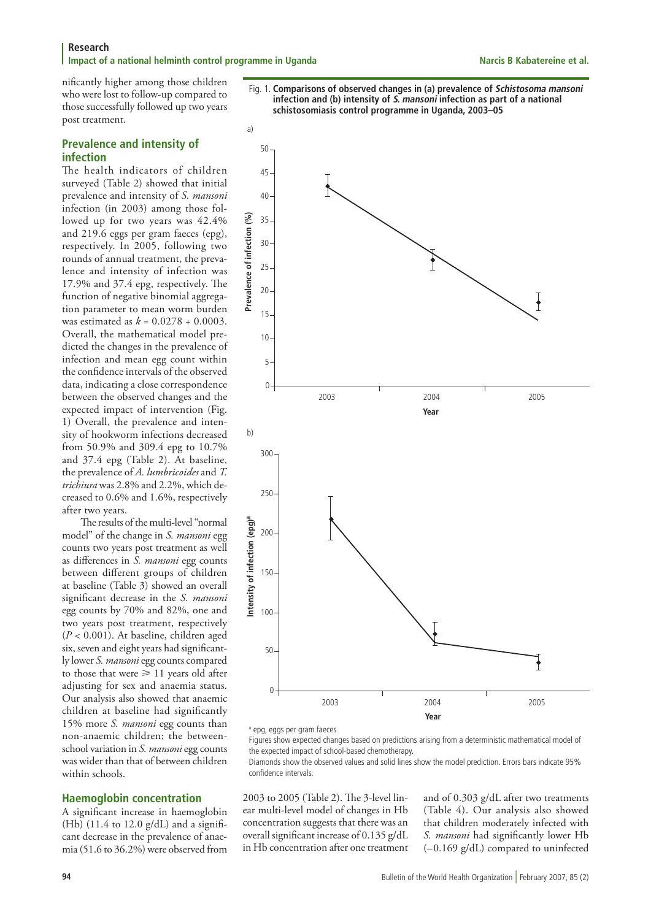nificantly higher among those children who were lost to follow-up compared to those successfully followed up two years post treatment.

## Prevalence and intensity of infection

The health indicators of children surveyed (Table 2) showed that initial prevalence and intensity of *S. mansoni* infection (in 2003) among those followed up for two years was 42.4% and 219.6 eggs per gram faeces (epg), respectively. In 2005, following two rounds of annual treatment, the prevalence and intensity of infection was 17.9% and 37.4 epg, respectively. The function of negative binomial aggregation parameter to mean worm burden was estimated as $k = 0.0278 + 0.0003$. Overall, the mathematical model predicted the changes in the prevalence of infection and mean egg count within the confidence intervals of the observed data, indicating a close correspondence between the observed changes and the expected impact of intervention (Fig. 1) Overall, the prevalence and intensity of hookworm infections decreased from 50.9% and 309.4 epg to 10.7% and 37.4 epg (Table 2). At baseline, the prevalence of *A. lumbricoides* and *T. trichiura* was 2.8% and 2.2%, which decreased to 0.6% and 1.6%, respectively after two years.

The results of the multi-level "normal model" of the change in *S. mansoni* egg counts two years post treatment as well as differences in *S. mansoni* egg counts between different groups of children at baseline (Table 3) showed an overall significant decrease in the *S. mansoni* egg counts by 70% and 82%, one and two years post treatment, respectively ($P < 0.001$). At baseline, children aged six, seven and eight years had significantly lower *S. mansoni* egg counts compared to those that were $\geqslant$ 11 years old after adjusting for sex and anaemia status. Our analysis also showed that anaemic children at baseline had significantly 15% more *S. mansoni* egg counts than non-anaemic children; the between-school variation in *S. mansoni* egg counts was wider than that of between children within schools.

Fig. 1. **Comparisons of observed changes in (a) prevalence of *Schistosoma mansoni* infection and (b) intensity of *S. mansoni* infection as part of a national schistosomiasis control programme in Uganda, 2003–05**

[a] epg, eggs per gram faeces

Figures show expected changes based on predictions arising from a deterministic mathematical model of the expected impact of school-based chemotherapy.

Diamonds show the observed values and solid lines show the model prediction. Errors bars indicate 95% confidence intervals.

## Haemoglobin concentration

A significant increase in haemoglobin (Hb) (11.4 to 12.0 g/dL) and a significant decrease in the prevalence of anaemia (51.6 to 36.2%) were observed from 2003 to 2005 (Table 2). The 3-level linear multi-level model of changes in Hb concentration suggests that there was an overall significant increase of 0.135 g/dL in Hb concentration after one treatment and of 0.303 g/dL after two treatments (Table 4). Our analysis also showed that children moderately infected with *S. mansoni* had significantly lower Hb (–0.169 g/dL) compared to uninfected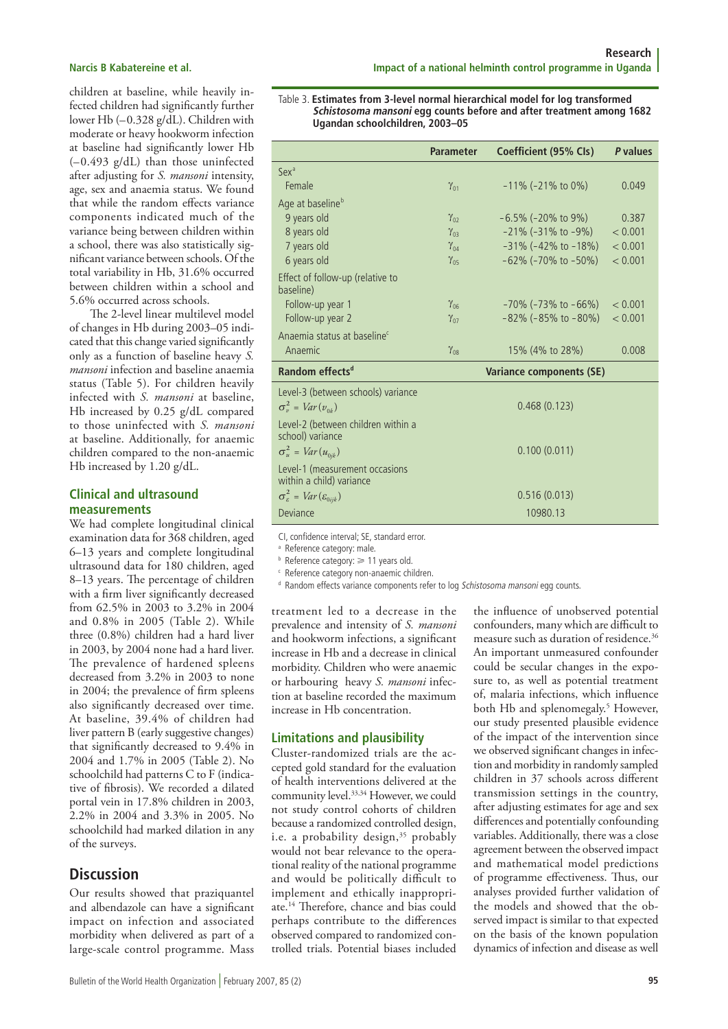children at baseline, while heavily infected children had significantly further lower Hb (–0.328 g/dL). Children with moderate or heavy hookworm infection at baseline had significantly lower Hb (–0.493 g/dL) than those uninfected after adjusting for *S. mansoni* intensity, age, sex and anaemia status. We found that while the random effects variance components indicated much of the variance being between children within a school, there was also statistically significant variance between schools. Of the total variability in Hb, 31.6% occurred between children within a school and 5.6% occurred across schools.

The 2-level linear multilevel model of changes in Hb during 2003–05 indicated that this change varied significantly only as a function of baseline heavy *S. mansoni* infection and baseline anaemia status (Table 5). For children heavily infected with *S. mansoni* at baseline, Hb increased by 0.25 g/dL compared to those uninfected with *S. mansoni* at baseline. Additionally, for anaemic children compared to the non-anaemic Hb increased by 1.20 g/dL.

Table 3. **Estimates from 3-level normal hierarchical model for log transformed *Schistosoma mansoni* egg counts before and after treatment among 1682 Ugandan schoolchildren, 2003–05**

| | Parameter | Coefficient (95% CIs) | *P* values |
|---|---|---|---|
| Sex[a] | | | |
| Female | $\gamma_{01}$ | −11% (−21% to 0%) | 0.049 |
| Age at baseline[b] | | | |
| 9 years old | $\gamma_{02}$ | −6.5% (−20% to 9%) | 0.387 |
| 8 years old | $\gamma_{03}$ | −21% (−31% to −9%) | < 0.001 |
| 7 years old | $\gamma_{04}$ | −31% (−42% to −18%) | < 0.001 |
| 6 years old | $\gamma_{05}$ | −62% (−70% to −50%) | < 0.001 |
| Effect of follow-up (relative to baseline) | | | |
| Follow-up year 1 | $\gamma_{06}$ | −70% (−73% to −66%) | < 0.001 |
| Follow-up year 2 | $\gamma_{07}$ | −82% (−85% to −80%) | < 0.001 |
| Anaemia status at baseline[c] | | | |
| Anaemic | $\gamma_{08}$ | 15% (4% to 28%) | 0.008 |
| **Random effects[d]** | | **Variance components (SE)** | |
| Level-3 (between schools) variance $\sigma_v^2 = Var(v_{0k})$ | | 0.468 (0.123) | |
| Level-2 (between children within a school) variance $\sigma_u^2 = Var(u_{0jk})$ | | 0.100 (0.011) | |
| Level-1 (measurement occasions within a child) variance $\sigma_\varepsilon^2 = Var(\varepsilon_{0ijk})$ | | 0.516 (0.013) | |
| Deviance | | 10980.13 | |

CI, confidence interval; SE, standard error.

[a] Reference category: male.

[b] Reference category: ≥ 11 years old.

[c] Reference category non-anaemic children.

[d] Random effects variance components refer to log *Schistosoma mansoni* egg counts.

### Clinical and ultrasound measurements

We had complete longitudinal clinical examination data for 368 children, aged 6–13 years and complete longitudinal ultrasound data for 180 children, aged 8–13 years. The percentage of children with a firm liver significantly decreased from 62.5% in 2003 to 3.2% in 2004 and 0.8% in 2005 (Table 2). While three (0.8%) children had a hard liver in 2003, by 2004 none had a hard liver. The prevalence of hardened spleens decreased from 3.2% in 2003 to none in 2004; the prevalence of firm spleens also significantly decreased over time. At baseline, 39.4% of children had liver pattern B (early suggestive changes) that significantly decreased to 9.4% in 2004 and 1.7% in 2005 (Table 2). No schoolchild had patterns C to F (indicative of fibrosis). We recorded a dilated portal vein in 17.8% children in 2003, 2.2% in 2004 and 3.3% in 2005. No schoolchild had marked dilation in any of the surveys.

## Discussion

Our results showed that praziquantel and albendazole can have a significant impact on infection and associated morbidity when delivered as part of a large-scale control programme. Mass treatment led to a decrease in the prevalence and intensity of *S. mansoni* and hookworm infections, a significant increase in Hb and a decrease in clinical morbidity. Children who were anaemic or harbouring heavy *S. mansoni* infection at baseline recorded the maximum increase in Hb concentration.

### Limitations and plausibility

Cluster-randomized trials are the accepted gold standard for the evaluation of health interventions delivered at the community level.[33,34] However, we could not study control cohorts of children because a randomized controlled design, i.e. a probability design,[35] probably would not bear relevance to the operational reality of the national programme and would be politically difficult to implement and ethically inappropriate.[14] Therefore, chance and bias could perhaps contribute to the differences observed compared to randomized controlled trials. Potential biases included the influence of unobserved potential confounders, many which are difficult to measure such as duration of residence.[36] An important unmeasured confounder could be secular changes in the exposure to, as well as potential treatment of, malaria infections, which influence both Hb and splenomegaly.[5] However, our study presented plausible evidence of the impact of the intervention since we observed significant changes in infection and morbidity in randomly sampled children in 37 schools across different transmission settings in the country, after adjusting estimates for age and sex differences and potentially confounding variables. Additionally, there was a close agreement between the observed impact and mathematical model predictions of programme effectiveness. Thus, our analyses provided further validation of the models and showed that the observed impact is similar to that expected on the basis of the known population dynamics of infection and disease as well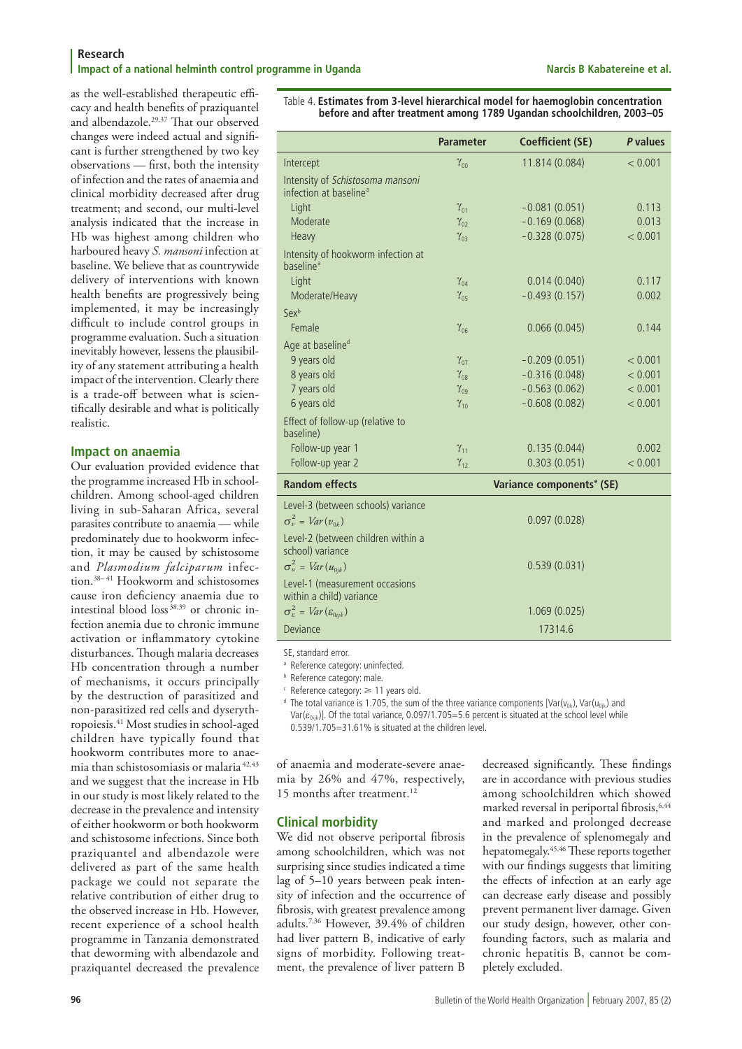as the well-established therapeutic efficacy and health benefits of praziquantel and albendazole.[29,37] That our observed changes were indeed actual and significant is further strengthened by two key observations — first, both the intensity of infection and the rates of anaemia and clinical morbidity decreased after drug treatment; and second, our multi-level analysis indicated that the increase in Hb was highest among children who harboured heavy *S. mansoni* infection at baseline. We believe that as countrywide delivery of interventions with known health benefits are progressively being implemented, it may be increasingly difficult to include control groups in programme evaluation. Such a situation inevitably however, lessens the plausibility of any statement attributing a health impact of the intervention. Clearly there is a trade-off between what is scientifically desirable and what is politically realistic.

Table 4. **Estimates from 3-level hierarchical model for haemoglobin concentration before and after treatment among 1789 Ugandan schoolchildren, 2003–05**

| | Parameter | Coefficient (SE) | *P* values |
|---|---|---|---|
| Intercept | $\gamma_{00}$ | 11.814 (0.084) | < 0.001 |
| Intensity of *Schistosoma mansoni* infection at baseline[a] | | | |
| Light | $\gamma_{01}$ | −0.081 (0.051) | 0.113 |
| Moderate | $\gamma_{02}$ | −0.169 (0.068) | 0.013 |
| Heavy | $\gamma_{03}$ | −0.328 (0.075) | < 0.001 |
| Intensity of hookworm infection at baseline[a] | | | |
| Light | $\gamma_{04}$ | 0.014 (0.040) | 0.117 |
| Moderate/Heavy | $\gamma_{05}$ | −0.493 (0.157) | 0.002 |
| Sex[b] | | | |
| Female | $\gamma_{06}$ | 0.066 (0.045) | 0.144 |
| Age at baseline[d] | | | |
| 9 years old | $\gamma_{07}$ | −0.209 (0.051) | < 0.001 |
| 8 years old | $\gamma_{08}$ | −0.316 (0.048) | < 0.001 |
| 7 years old | $\gamma_{09}$ | −0.563 (0.062) | < 0.001 |
| 6 years old | $\gamma_{10}$ | −0.608 (0.082) | < 0.001 |
| Effect of follow-up (relative to baseline) | | | |
| Follow-up year 1 | $\gamma_{11}$ | 0.135 (0.044) | 0.002 |
| Follow-up year 2 | $\gamma_{12}$ | 0.303 (0.051) | < 0.001 |
| **Random effects** | | **Variance components[e] (SE)** | |
| Level-3 (between schools) variance $\sigma_v^2 = Var(v_{0k})$ | | 0.097 (0.028) | |
| Level-2 (between children within a school) variance $\sigma_u^2 = Var(u_{0jk})$ | | 0.539 (0.031) | |
| Level-1 (measurement occasions within a child) variance $\sigma_\varepsilon^2 = Var(\varepsilon_{0ijk})$ | | 1.069 (0.025) | |
| Deviance | | 17314.6 | |

SE, standard error.

[a] Reference category: uninfected.

[b] Reference category: male.

[c] Reference category: ≥ 11 years old.

[d] The total variance is 1.705, the sum of the three variance components [$Var(v_{0k})$, $Var(u_{0jk})$ and $Var(\varepsilon_{0ijk})$]. Of the total variance, 0.097/1.705=5.6 percent is situated at the school level while 0.539/1.705=31.61% is situated at the children level.

## Impact on anaemia

Our evaluation provided evidence that the programme increased Hb in schoolchildren. Among school-aged children living in sub-Saharan Africa, several parasites contribute to anaemia — while predominately due to hookworm infection, it may be caused by schistosome and *Plasmodium falciparum* infection.[38–41] Hookworm and schistosomes cause iron deficiency anaemia due to intestinal blood loss[38,39] or chronic infection anemia due to chronic immune activation or inflammatory cytokine disturbances. Though malaria decreases Hb concentration through a number of mechanisms, it occurs principally by the destruction of parasitized and non-parasitized red cells and dyserythropoiesis.[41] Most studies in school-aged children have typically found that hookworm contributes more to anaemia than schistosomiasis or malaria[42,43] and we suggest that the increase in Hb in our study is most likely related to the decrease in the prevalence and intensity of either hookworm or both hookworm and schistosome infections. Since both praziquantel and albendazole were delivered as part of the same health package we could not separate the relative contribution of either drug to the observed increase in Hb. However, recent experience of a school health programme in Tanzania demonstrated that deworming with albendazole and praziquantel decreased the prevalence of anaemia and moderate-severe anaemia by 26% and 47%, respectively, 15 months after treatment.[12]

## Clinical morbidity

We did not observe periportal fibrosis among schoolchildren, which was not surprising since studies indicated a time lag of 5–10 years between peak intensity of infection and the occurrence of fibrosis, with greatest prevalence among adults.[7,36] However, 39.4% of children had liver pattern B, indicative of early signs of morbidity. Following treatment, the prevalence of liver pattern B decreased significantly. These findings are in accordance with previous studies among schoolchildren which showed marked reversal in periportal fibrosis,[6,44] and marked and prolonged decrease in the prevalence of splenomegaly and hepatomegaly.[45,46] These reports together with our findings suggests that limiting the effects of infection at an early age can decrease early disease and possibly prevent permanent liver damage. Given our study design, however, other confounding factors, such as malaria and chronic hepatitis B, cannot be completely excluded.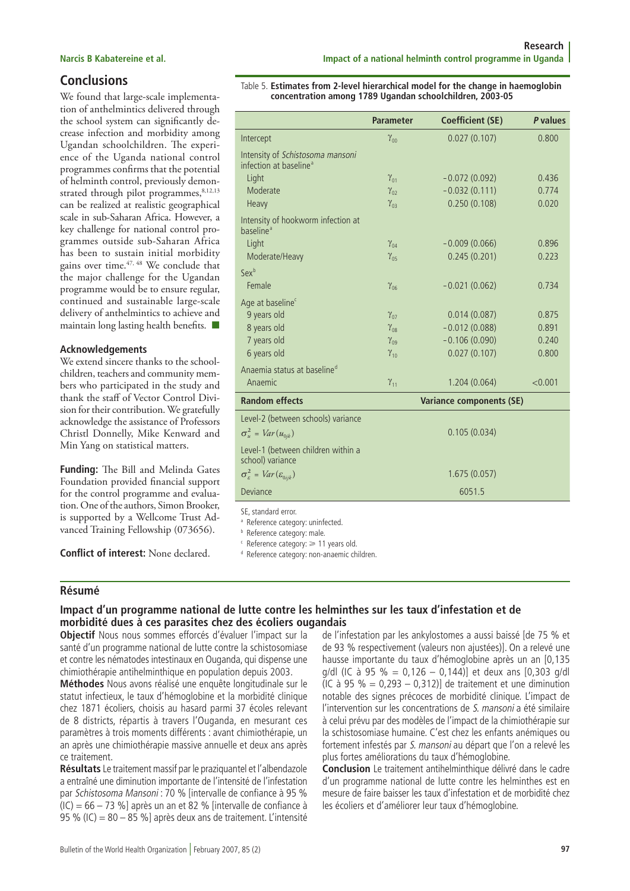## Conclusions

We found that large-scale implementation of anthelmintics delivered through the school system can significantly decrease infection and morbidity among Ugandan schoolchildren. The experience of the Uganda national control programmes confirms that the potential of helminth control, previously demonstrated through pilot programmes,[8,12,13] can be realized at realistic geographical scale in sub-Saharan Africa. However, a key challenge for national control programmes outside sub-Saharan Africa has been to sustain initial morbidity gains over time.[47,48] We conclude that the major challenge for the Ugandan programme would be to ensure regular, continued and sustainable large-scale delivery of anthelmintics to achieve and maintain long lasting health benefits. ■

### Acknowledgements

We extend sincere thanks to the schoolchildren, teachers and community members who participated in the study and thank the staff of Vector Control Division for their contribution. We gratefully acknowledge the assistance of Professors Christl Donnelly, Mike Kenward and Min Yang on statistical matters.

**Funding:** The Bill and Melinda Gates Foundation provided financial support for the control programme and evaluation. One of the authors, Simon Brooker, is supported by a Wellcome Trust Advanced Training Fellowship (073656).

**Conflict of interest:** None declared.

Table 5. **Estimates from 2-level hierarchical model for the change in haemoglobin concentration among 1789 Ugandan schoolchildren, 2003-05**

| | Parameter | Coefficient (SE) | P values |
|---|---|---|---|
| Intercept | $\gamma_{00}$ | 0.027 (0.107) | 0.800 |
| Intensity of *Schistosoma mansoni* infection at baseline[a] | | | |
| Light | $\gamma_{01}$ | −0.072 (0.092) | 0.436 |
| Moderate | $\gamma_{02}$ | −0.032 (0.111) | 0.774 |
| Heavy | $\gamma_{03}$ | 0.250 (0.108) | 0.020 |
| Intensity of hookworm infection at baseline[a] | | | |
| Light | $\gamma_{04}$ | −0.009 (0.066) | 0.896 |
| Moderate/Heavy | $\gamma_{05}$ | 0.245 (0.201) | 0.223 |
| Sex[b] | | | |
| Female | $\gamma_{06}$ | −0.021 (0.062) | 0.734 |
| Age at baseline[c] | | | |
| 9 years old | $\gamma_{07}$ | 0.014 (0.087) | 0.875 |
| 8 years old | $\gamma_{08}$ | −0.012 (0.088) | 0.891 |
| 7 years old | $\gamma_{09}$ | −0.106 (0.090) | 0.240 |
| 6 years old | $\gamma_{10}$ | 0.027 (0.107) | 0.800 |
| Anaemia status at baseline[d] | | | |
| Anaemic | $\gamma_{11}$ | 1.204 (0.064) | <0.001 |
| **Random effects** | | **Variance components (SE)** | |
| Level-2 (between schools) variance $\sigma_u^2 = Var(u_{0jk})$ | | 0.105 (0.034) | |
| Level-1 (between children within a school) variance $\sigma_\varepsilon^2 = Var(\varepsilon_{0ijk})$ | | 1.675 (0.057) | |
| Deviance | | 6051.5 | |

SE, standard error.
[a] Reference category: uninfected.
[b] Reference category: male.
[c] Reference category: ≥ 11 years old.
[d] Reference category: non-anaemic children.

## Résumé

### Impact d'un programme national de lutte contre les helminthes sur les taux d'infestation et de morbidité dues à ces parasites chez des écoliers ougandais

**Objectif** Nous nous sommes efforcés d'évaluer l'impact sur la santé d'un programme national de lutte contre la schistosomiase et contre les nématodes intestinaux en Ouganda, qui dispense une chimiothérapie antihelminthique en population depuis 2003.

**Méthodes** Nous avons réalisé une enquête longitudinale sur le statut infectieux, le taux d'hémoglobine et la morbidité clinique chez 1871 écoliers, choisis au hasard parmi 37 écoles relevant de 8 districts, répartis à travers l'Ouganda, en mesurant ces paramètres à trois moments différents : avant chimiothérapie, un an après une chimiothérapie massive annuelle et deux ans après ce traitement.

**Résultats** Le traitement massif par le praziquantel et l'albendazole a entraîné une diminution importante de l'intensité de l'infestation par *Schistosoma Mansoni* : 70 % [intervalle de confiance à 95 % (IC) = 66 – 73 %] après un an et 82 % [intervalle de confiance à 95 % (IC) = 80 – 85 %] après deux ans de traitement. L'intensité de l'infestation par les ankylostomes a aussi baissé [de 75 % et de 93 % respectivement (valeurs non ajustées)]. On a relevé une hausse importante du taux d'hémoglobine après un an [0,135 g/dl (IC à 95 % = 0,126 – 0,144)] et deux ans [0,303 g/dl (IC à 95 % = 0,293 – 0,312)] de traitement et une diminution notable des signes précoces de morbidité clinique. L'impact de l'intervention sur les concentrations de *S. mansoni* a été similaire à celui prévu par des modèles de l'impact de la chimiothérapie sur la schistosomiase humaine. C'est chez les enfants anémiques ou fortement infestés par *S. mansoni* au départ que l'on a relevé les plus fortes améliorations du taux d'hémoglobine.

**Conclusion** Le traitement antihelminthique délivré dans le cadre d'un programme national de lutte contre les helminthes est en mesure de faire baisser les taux d'infestation et de morbidité chez les écoliers et d'améliorer leur taux d'hémoglobine.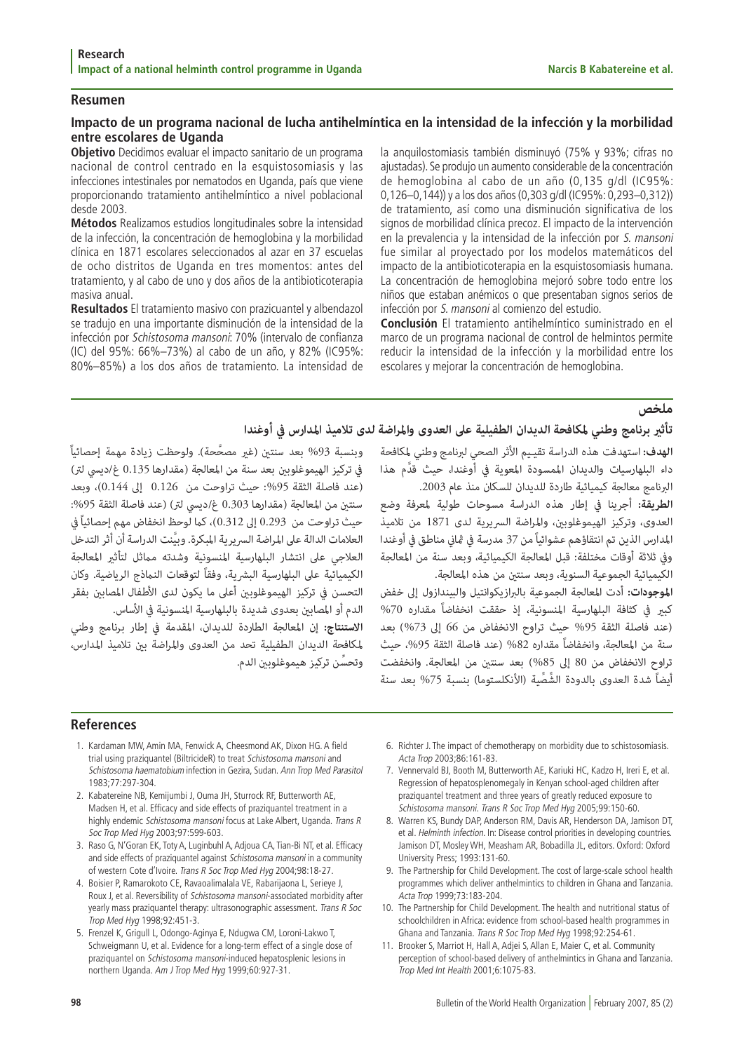## Resumen

### Impacto de un programa nacional de lucha antihelmíntica en la intensidad de la infección y la morbilidad entre escolares de Uganda

**Objetivo** Decidimos evaluar el impacto sanitario de un programa nacional de control centrado en la esquistosomiasis y las infecciones intestinales por nematodos en Uganda, país que viene proporcionando tratamiento antihelmíntico a nivel poblacional desde 2003.

**Métodos** Realizamos estudios longitudinales sobre la intensidad de la infección, la concentración de hemoglobina y la morbilidad clínica en 1871 escolares seleccionados al azar en 37 escuelas de ocho distritos de Uganda en tres momentos: antes del tratamiento, y al cabo de uno y dos años de la antibioticoterapia masiva anual.

**Resultados** El tratamiento masivo con prazicuantel y albendazol se tradujo en una importante disminución de la intensidad de la infección por *Schistosoma mansoni*: 70% (intervalo de confianza (IC) del 95%: 66%–73%) al cabo de un año, y 82% (IC95%: 80%–85%) a los dos años de tratamiento. La intensidad de la anquilostomiasis también disminuyó (75% y 93%; cifras no ajustadas). Se produjo un aumento considerable de la concentración de hemoglobina al cabo de un año (0,135 g/dl (IC95%: 0,126–0,144)) y a los dos años (0,303 g/dl (IC95%: 0,293–0,312)) de tratamiento, así como una disminución significativa de los signos de morbilidad clínica precoz. El impacto de la intervención en la prevalencia y la intensidad de la infección por *S. mansoni* fue similar al proyectado por los modelos matemáticos del impacto de la antibioticoterapia en la esquistosomiasis humana. La concentración de hemoglobina mejoró sobre todo entre los niños que estaban anémicos o que presentaban signos serios de infección por *S. mansoni* al comienzo del estudio.

**Conclusión** El tratamiento antihelmíntico suministrado en el marco de un programa nacional de control de helmintos permite reducir la intensidad de la infección y la morbilidad entre los escolares y mejorar la concentración de hemoglobina.

## ملخص

### تأثير برنامج وطني لمكافحة الديدان الطفيلية على العدوى والمراضة لدى تلاميذ المدارس في أوغندا

**الهدف:** استهدفت هذه الدراسة تقييم الأثر الصحي لبرنامج وطني لمكافحة داء البلهارسيات والديدان الممسودة المعوية في أوغندا، حيث قدَّم هذا البرنامج معالجة كيميائية طاردة للديدان للسكان منذ عام 2003.

**الطريقة:** أجرينا في إطار هذه الدراسة مسوحات طولية لمعرفة وضع العدوى، وتركيز الهيموغلوبين، والمراضة السريرية لدى 1871 من تلاميذ المدارس الذين تم انتقاؤهم عشوائياً من 37 مدرسة في ثماني مناطق في أوغندا وفي ثلاثة أوقات مختلفة: قبل المعالجة الكيميائية، وبعد سنة من المعالجة الكيميائية الجموعية السنوية، وبعد سنتين من هذه المعالجة.

**الموجودات:** أدت المعالجة الجموعية بالبرازيكوانتيل والبيندازول إلى خفض كبير في كثافة البلهارسية المنسونية، إذ حققت انخفاضاً مقداره 70% (عند فاصلة الثقة 95% حيث تراوح الانخفاض من 66 إلى 73%) بعد سنة من المعالجة، وانخفاضاً مقداره 82% (عند فاصلة الثقة 95%، حيث تراوح الانخفاض من 80 إلى 85%) بعد سنتين من المعالجة. وانخفضت أيضاً شدة العدوى بالدودة الشِّصِّية (الأنكلستوما) بنسبة 75% بعد سنة وبنسبة 93% بعد سنتين (غير مصحَّحة). ولوحظت زيادة مهمة إحصائياً في تركيز الهيموغلوبين بعد سنة من المعالجة (مقدارها 0.135 غ/ديسي لتر) (عند فاصلة الثقة 95%: حيث تراوحت من 0.126 إلى 0.144)، وبعد سنتين من المعالجة (مقدارها 0.303 غ/ديسي لتر) (عند فاصلة الثقة 95%: حيث تراوحت من 0.293 إلى 0.312)، كما لوحظ انخفاض مهم إحصائياً في العلامات الدالة على المراضة السريرية المبكرة. وبيَّنت الدراسة أن أثر التدخل العلاجي على انتشار البلهارسية المنسونية وشدته مماثل لتأثير المعالجة الكيميائية على البلهارسية البشرية، وفقاً لتوقعات النماذج الرياضية. وكان التحسن في تركيز الهيموغلوبين أعلى ما يكون لدى الأطفال المصابين بفقر الدم أو المصابين بعدوى شديدة بالبلهارسية المنسونية في الأساس.

**الاستنتاج:** إن المعالجة الطاردة للديدان، المقدمة في إطار برنامج وطني لمكافحة الديدان الطفيلية تحد من العدوى والمراضة بين تلاميذ المدارس، وتحسِّن تركيز هيموغلوبين الدم.

## References

1. Kardaman MW, Amin MA, Fenwick A, Cheesmond AK, Dixon HG. A field trial using praziquantel (BiltricideR) to treat *Schistosoma mansoni* and *Schistosoma haematobium* infection in Gezira, Sudan. *Ann Trop Med Parasitol* 1983;77:297-304.
2. Kabatereine NB, Kemijumbi J, Ouma JH, Sturrock RF, Butterworth AE, Madsen H, et al. Efficacy and side effects of praziquantel treatment in a highly endemic *Schistosoma mansoni* focus at Lake Albert, Uganda. *Trans R Soc Trop Med Hyg* 2003;97:599-603.
3. Raso G, N'Goran EK, Toty A, Luginbuhl A, Adjoua CA, Tian-Bi NT, et al. Efficacy and side effects of praziquantel against *Schistosoma mansoni* in a community of western Cote d'Ivoire. *Trans R Soc Trop Med Hyg* 2004;98:18-27.
4. Boisier P, Ramarokoto CE, Ravaoalimalala VE, Rabarijaona L, Serieye J, Roux J, et al. Reversibility of *Schistosoma mansoni*-associated morbidity after yearly mass praziquantel therapy: ultrasonographic assessment. *Trans R Soc Trop Med Hyg* 1998;92:451-3.
5. Frenzel K, Grigull L, Odongo-Aginya E, Ndugwa CM, Loroni-Lakwo T, Schweigmann U, et al. Evidence for a long-term effect of a single dose of praziquantel on *Schistosoma mansoni*-induced hepatosplenic lesions in northern Uganda. *Am J Trop Med Hyg* 1999;60:927-31.
6. Richter J. The impact of chemotherapy on morbidity due to schistosomiasis. *Acta Trop* 2003;86:161-83.
7. Vennervald BJ, Booth M, Butterworth AE, Kariuki HC, Kadzo H, Ireri E, et al. Regression of hepatosplenomegaly in Kenyan school-aged children after praziquantel treatment and three years of greatly reduced exposure to *Schistosoma mansoni*. *Trans R Soc Trop Med Hyg* 2005;99:150-60.
8. Warren KS, Bundy DAP, Anderson RM, Davis AR, Henderson DA, Jamison DT, et al. *Helminth infection*. In: Disease control priorities in developing countries. Jamison DT, Mosley WH, Measham AR, Bobadilla JL, editors. Oxford: Oxford University Press; 1993:131-60.
9. The Partnership for Child Development. The cost of large-scale school health programmes which deliver anthelmintics to children in Ghana and Tanzania. *Acta Trop* 1999;73:183-204.
10. The Partnership for Child Development. The health and nutritional status of schoolchildren in Africa: evidence from school-based health programmes in Ghana and Tanzania. *Trans R Soc Trop Med Hyg* 1998;92:254-61.
11. Brooker S, Marriot H, Hall A, Adjei S, Allan E, Maier C, et al. Community perception of school-based delivery of anthelmintics in Ghana and Tanzania. *Trop Med Int Health* 2001;6:1075-83.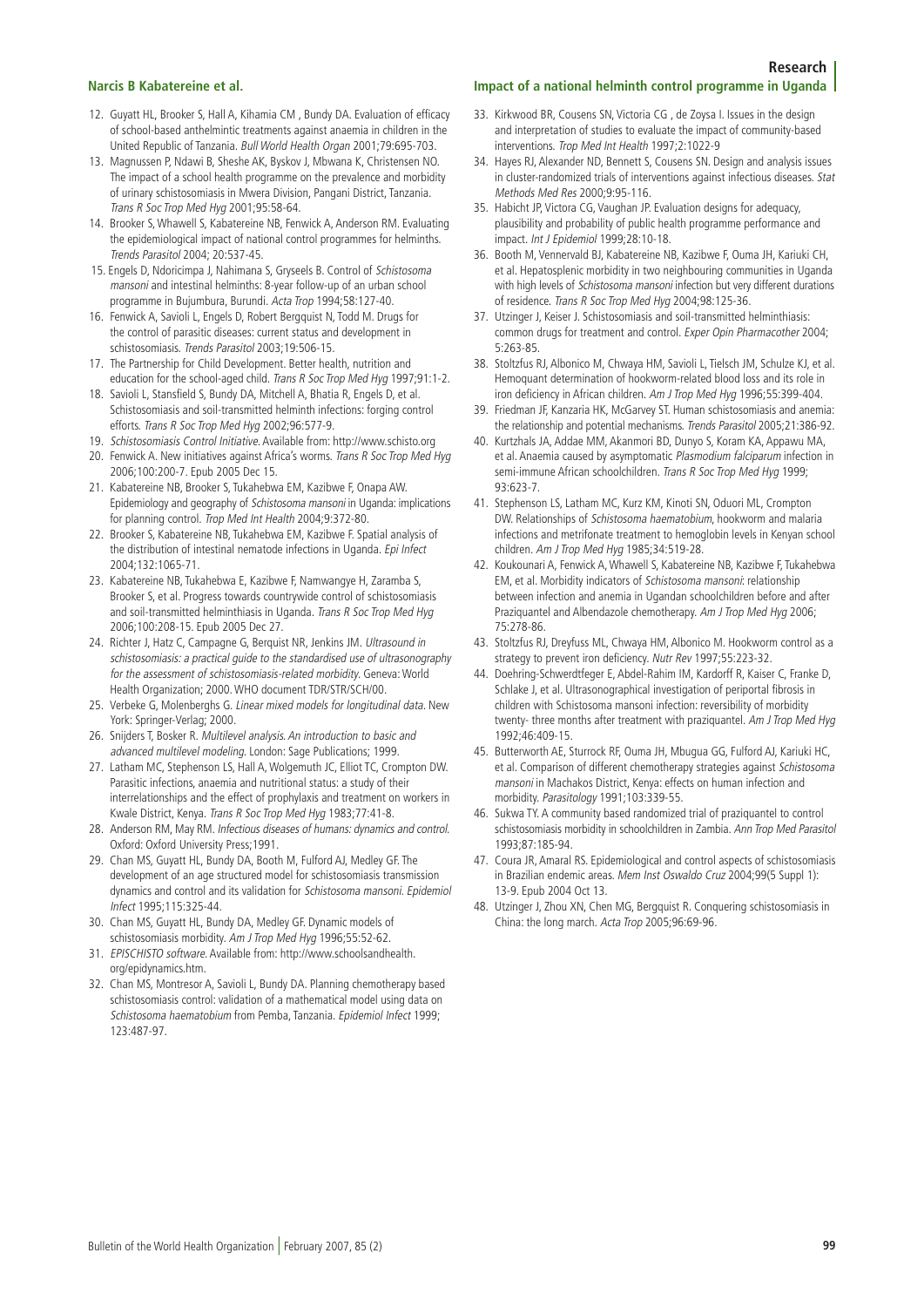12. Guyatt HL, Brooker S, Hall A, Kihamia CM , Bundy DA. Evaluation of efficacy of school-based anthelmintic treatments against anaemia in children in the United Republic of Tanzania. *Bull World Health Organ* 2001;79:695-703.
13. Magnussen P, Ndawi B, Sheshe AK, Byskov J, Mbwana K, Christensen NO. The impact of a school health programme on the prevalence and morbidity of urinary schistosomiasis in Mwera Division, Pangani District, Tanzania. *Trans R Soc Trop Med Hyg* 2001;95:58-64.
14. Brooker S, Whawell S, Kabatereine NB, Fenwick A, Anderson RM. Evaluating the epidemiological impact of national control programmes for helminths. *Trends Parasitol* 2004; 20:537-45.
15. Engels D, Ndoricimpa J, Nahimana S, Gryseels B. Control of *Schistosoma mansoni* and intestinal helminths: 8-year follow-up of an urban school programme in Bujumbura, Burundi. *Acta Trop* 1994;58:127-40.
16. Fenwick A, Savioli L, Engels D, Robert Bergquist N, Todd M. Drugs for the control of parasitic diseases: current status and development in schistosomiasis. *Trends Parasitol* 2003;19:506-15.
17. The Partnership for Child Development. Better health, nutrition and education for the school-aged child. *Trans R Soc Trop Med Hyg* 1997;91:1-2.
18. Savioli L, Stansfield S, Bundy DA, Mitchell A, Bhatia R, Engels D, et al. Schistosomiasis and soil-transmitted helminth infections: forging control efforts. *Trans R Soc Trop Med Hyg* 2002;96:577-9.
19. *Schistosomiasis Control Initiative*. Available from: http://www.schisto.org
20. Fenwick A. New initiatives against Africa's worms. *Trans R Soc Trop Med Hyg* 2006;100:200-7. Epub 2005 Dec 15.
21. Kabatereine NB, Brooker S, Tukahebwa EM, Kazibwe F, Onapa AW. Epidemiology and geography of *Schistosoma mansoni* in Uganda: implications for planning control. *Trop Med Int Health* 2004;9:372-80.
22. Brooker S, Kabatereine NB, Tukahebwa EM, Kazibwe F. Spatial analysis of the distribution of intestinal nematode infections in Uganda. *Epi Infect* 2004;132:1065-71.
23. Kabatereine NB, Tukahebwa E, Kazibwe F, Namwangye H, Zaramba S, Brooker S, et al. Progress towards countrywide control of schistosomiasis and soil-transmitted helminthiasis in Uganda. *Trans R Soc Trop Med Hyg* 2006;100:208-15. Epub 2005 Dec 27.
24. Richter J, Hatz C, Campagne G, Berquist NR, Jenkins JM. *Ultrasound in schistosomiasis: a practical guide to the standardised use of ultrasonography for the assessment of schistosomiasis-related morbidity*. Geneva: World Health Organization; 2000. WHO document TDR/STR/SCH/00.
25. Verbeke G, Molenberghs G. *Linear mixed models for longitudinal data*. New York: Springer-Verlag; 2000.
26. Snijders T, Bosker R. *Multilevel analysis. An introduction to basic and advanced multilevel modeling*. London: Sage Publications; 1999.
27. Latham MC, Stephenson LS, Hall A, Wolgemuth JC, Elliot TC, Crompton DW. Parasitic infections, anaemia and nutritional status: a study of their interrelationships and the effect of prophylaxis and treatment on workers in Kwale District, Kenya. *Trans R Soc Trop Med Hyg* 1983;77:41-8.
28. Anderson RM, May RM. *Infectious diseases of humans: dynamics and control*. Oxford: Oxford University Press;1991.
29. Chan MS, Guyatt HL, Bundy DA, Booth M, Fulford AJ, Medley GF. The development of an age structured model for schistosomiasis transmission dynamics and control and its validation for *Schistosoma mansoni*. *Epidemiol Infect* 1995;115:325-44.
30. Chan MS, Guyatt HL, Bundy DA, Medley GF. Dynamic models of schistosomiasis morbidity. *Am J Trop Med Hyg* 1996;55:52-62.
31. *EPISCHISTO software*. Available from: http://www.schoolsandhealth.org/epidynamics.htm.
32. Chan MS, Montresor A, Savioli L, Bundy DA. Planning chemotherapy based schistosomiasis control: validation of a mathematical model using data on *Schistosoma haematobium* from Pemba, Tanzania. *Epidemiol Infect* 1999; 123:487-97.
33. Kirkwood BR, Cousens SN, Victoria CG , de Zoysa I. Issues in the design and interpretation of studies to evaluate the impact of community-based interventions. *Trop Med Int Health* 1997;2:1022-9
34. Hayes RJ, Alexander ND, Bennett S, Cousens SN. Design and analysis issues in cluster-randomized trials of interventions against infectious diseases. *Stat Methods Med Res* 2000;9:95-116.
35. Habicht JP, Victora CG, Vaughan JP. Evaluation designs for adequacy, plausibility and probability of public health programme performance and impact. *Int J Epidemiol* 1999;28:10-18.
36. Booth M, Vennervald BJ, Kabatereine NB, Kazibwe F, Ouma JH, Kariuki CH, et al. Hepatosplenic morbidity in two neighbouring communities in Uganda with high levels of *Schistosoma mansoni* infection but very different durations of residence. *Trans R Soc Trop Med Hyg* 2004;98:125-36.
37. Utzinger J, Keiser J. Schistosomiasis and soil-transmitted helminthiasis: common drugs for treatment and control. *Exper Opin Pharmacother* 2004; 5:263-85.
38. Stoltzfus RJ, Albonico M, Chwaya HM, Savioli L, Tielsch JM, Schulze KJ, et al. Hemoquant determination of hookworm-related blood loss and its role in iron deficiency in African children. *Am J Trop Med Hyg* 1996;55:399-404.
39. Friedman JF, Kanzaria HK, McGarvey ST. Human schistosomiasis and anemia: the relationship and potential mechanisms. *Trends Parasitol* 2005;21:386-92.
40. Kurtzhals JA, Addae MM, Akanmori BD, Dunyo S, Koram KA, Appawu MA, et al. Anaemia caused by asymptomatic *Plasmodium falciparum* infection in semi-immune African schoolchildren. *Trans R Soc Trop Med Hyg* 1999; 93:623-7.
41. Stephenson LS, Latham MC, Kurz KM, Kinoti SN, Oduori ML, Crompton DW. Relationships of *Schistosoma haematobium*, hookworm and malaria infections and metrifonate treatment to hemoglobin levels in Kenyan school children. *Am J Trop Med Hyg* 1985;34:519-28.
42. Koukounari A, Fenwick A, Whawell S, Kabatereine NB, Kazibwe F, Tukahebwa EM, et al. Morbidity indicators of *Schistosoma mansoni*: relationship between infection and anemia in Ugandan schoolchildren before and after Praziquantel and Albendazole chemotherapy. *Am J Trop Med Hyg* 2006; 75:278-86.
43. Stoltzfus RJ, Dreyfuss ML, Chwaya HM, Albonico M. Hookworm control as a strategy to prevent iron deficiency. *Nutr Rev* 1997;55:223-32.
44. Doehring-Schwerdtfeger E, Abdel-Rahim IM, Kardorff R, Kaiser C, Franke D, Schlake J, et al. Ultrasonographical investigation of periportal fibrosis in children with Schistosoma mansoni infection: reversibility of morbidity twenty- three months after treatment with praziquantel. *Am J Trop Med Hyg* 1992;46:409-15.
45. Butterworth AE, Sturrock RF, Ouma JH, Mbugua GG, Fulford AJ, Kariuki HC, et al. Comparison of different chemotherapy strategies against *Schistosoma mansoni* in Machakos District, Kenya: effects on human infection and morbidity. *Parasitology* 1991;103:339-55.
46. Sukwa TY. A community based randomized trial of praziquantel to control schistosomiasis morbidity in schoolchildren in Zambia. *Ann Trop Med Parasitol* 1993;87:185-94.
47. Coura JR, Amaral RS. Epidemiological and control aspects of schistosomiasis in Brazilian endemic areas. *Mem Inst Oswaldo Cruz* 2004;99(5 Suppl 1): 13-9. Epub 2004 Oct 13.
48. Utzinger J, Zhou XN, Chen MG, Bergquist R. Conquering schistosomiasis in China: the long march. *Acta Trop* 2005;96:69-96.